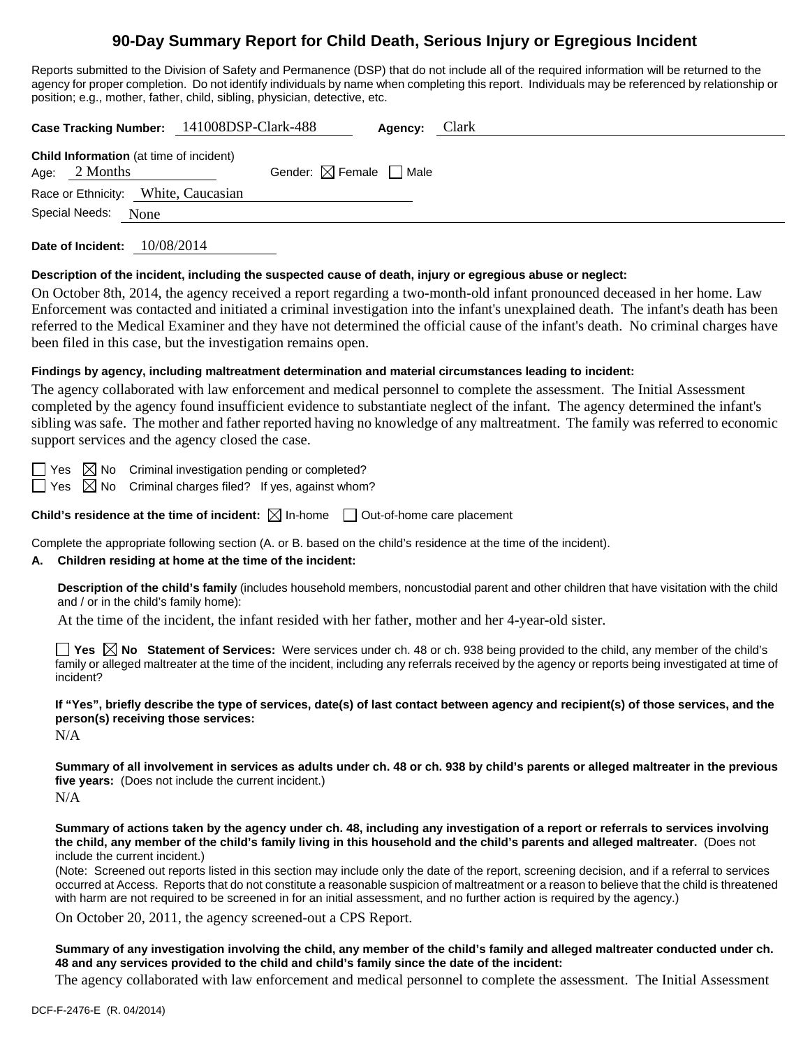# 90-Day Summary Report for Child Death, Serious Injury or Egregious Incident

Reports submitted to the Division of Safety and Permanence (DSP) that do not include all of the required information will be returned to the agency for proper completion. Do not identify individuals by name when completing this report. Individuals may be referenced by relationship or position; e.g., mother, father, child, sibling, physician, detective, etc.

**Case Tracking Number:** 141008DSP-Clark-488 **Agency:** Clark

**Child Information** (at time of incident)
Age: 2 Months Gender: ☒ Female ☐ Male
Race or Ethnicity: White, Caucasian
Special Needs: None

**Date of Incident:** 10/08/2014

**Description of the incident, including the suspected cause of death, injury or egregious abuse or neglect:**

On October 8th, 2014, the agency received a report regarding a two-month-old infant pronounced deceased in her home. Law Enforcement was contacted and initiated a criminal investigation into the infant's unexplained death. The infant's death has been referred to the Medical Examiner and they have not determined the official cause of the infant's death. No criminal charges have been filed in this case, but the investigation remains open.

**Findings by agency, including maltreatment determination and material circumstances leading to incident:**

The agency collaborated with law enforcement and medical personnel to complete the assessment. The Initial Assessment completed by the agency found insufficient evidence to substantiate neglect of the infant. The agency determined the infant's sibling was safe. The mother and father reported having no knowledge of any maltreatment. The family was referred to economic support services and the agency closed the case.

☐ Yes ☒ No Criminal investigation pending or completed?
☐ Yes ☒ No Criminal charges filed? If yes, against whom?

**Child's residence at the time of incident:** ☒ In-home ☐ Out-of-home care placement

Complete the appropriate following section (A. or B. based on the child's residence at the time of the incident).

**A. Children residing at home at the time of the incident:**

**Description of the child's family** (includes household members, noncustodial parent and other children that have visitation with the child and / or in the child's family home):

At the time of the incident, the infant resided with her father, mother and her 4-year-old sister.

☐ **Yes** ☒ **No Statement of Services:** Were services under ch. 48 or ch. 938 being provided to the child, any member of the child's family or alleged maltreater at the time of the incident, including any referrals received by the agency or reports being investigated at time of incident?

**If "Yes", briefly describe the type of services, date(s) of last contact between agency and recipient(s) of those services, and the person(s) receiving those services:**

N/A

**Summary of all involvement in services as adults under ch. 48 or ch. 938 by child's parents or alleged maltreater in the previous five years:** (Does not include the current incident.)

N/A

**Summary of actions taken by the agency under ch. 48, including any investigation of a report or referrals to services involving the child, any member of the child's family living in this household and the child's parents and alleged maltreater.** (Does not include the current incident.)

(Note: Screened out reports listed in this section may include only the date of the report, screening decision, and if a referral to services occurred at Access. Reports that do not constitute a reasonable suspicion of maltreatment or a reason to believe that the child is threatened with harm are not required to be screened in for an initial assessment, and no further action is required by the agency.)

On October 20, 2011, the agency screened-out a CPS Report.

**Summary of any investigation involving the child, any member of the child's family and alleged maltreater conducted under ch. 48 and any services provided to the child and child's family since the date of the incident:**

The agency collaborated with law enforcement and medical personnel to complete the assessment. The Initial Assessment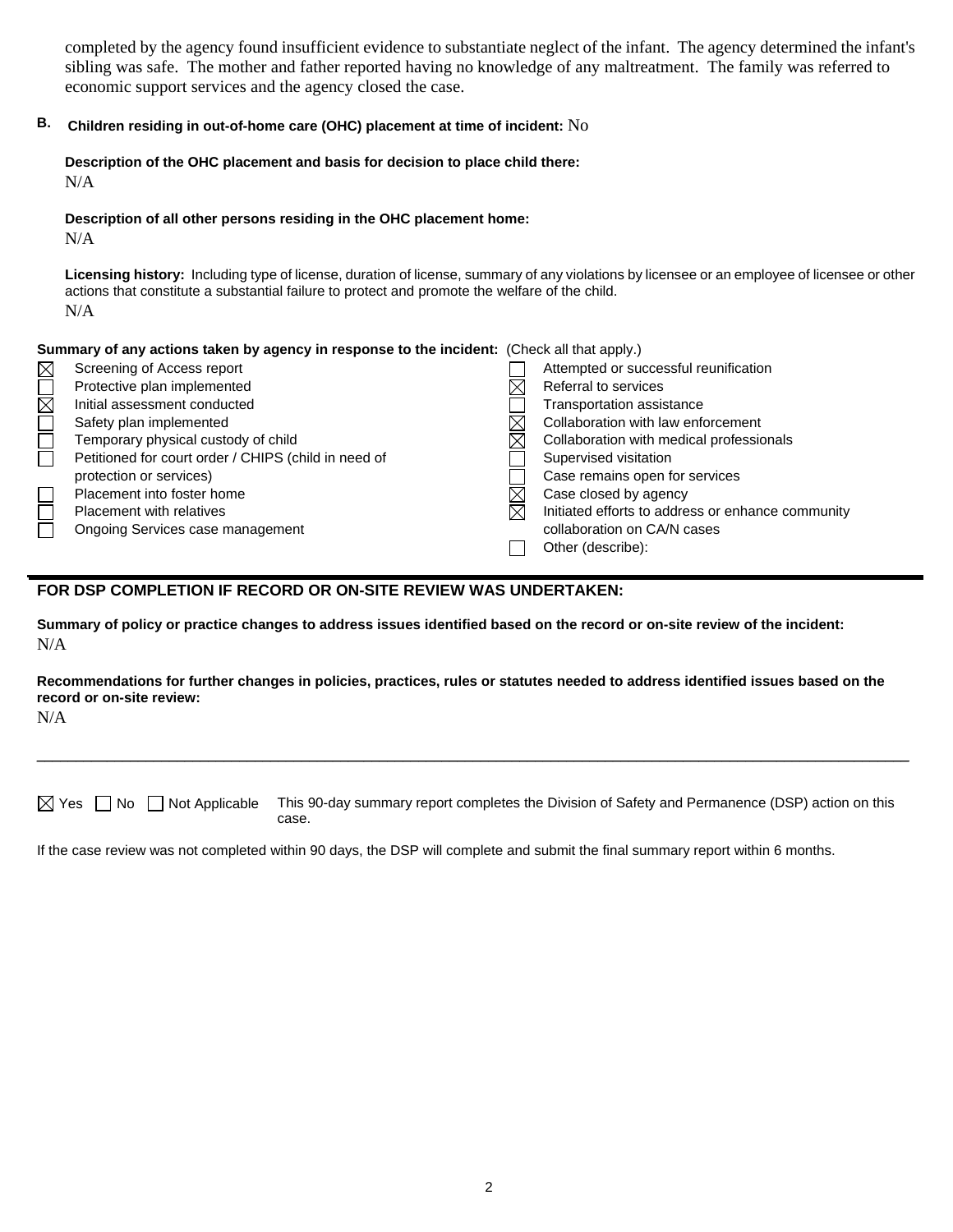completed by the agency found insufficient evidence to substantiate neglect of the infant. The agency determined the infant's sibling was safe. The mother and father reported having no knowledge of any maltreatment. The family was referred to economic support services and the agency closed the case.

**B. Children residing in out-of-home care (OHC) placement at time of incident:** No

**Description of the OHC placement and basis for decision to place child there:**
N/A

**Description of all other persons residing in the OHC placement home:**
N/A

**Licensing history:** Including type of license, duration of license, summary of any violations by licensee or an employee of licensee or other actions that constitute a substantial failure to protect and promote the welfare of the child.
N/A

**Summary of any actions taken by agency in response to the incident:** (Check all that apply.)

- ☒ Screening of Access report
- ☐ Protective plan implemented
- ☒ Initial assessment conducted
- ☐ Safety plan implemented
- ☐ Temporary physical custody of child
- ☐ Petitioned for court order / CHIPS (child in need of protection or services)
- ☐ Placement into foster home
- ☐ Placement with relatives
- ☐ Ongoing Services case management
- ☐ Attempted or successful reunification
- ☒ Referral to services
- ☐ Transportation assistance
- ☒ Collaboration with law enforcement
- ☒ Collaboration with medical professionals
- ☐ Supervised visitation
- ☐ Case remains open for services
- ☒ Case closed by agency
- ☒ Initiated efforts to address or enhance community collaboration on CA/N cases
- ☐ Other (describe):

## FOR DSP COMPLETION IF RECORD OR ON-SITE REVIEW WAS UNDERTAKEN:

**Summary of policy or practice changes to address issues identified based on the record or on-site review of the incident:**
N/A

**Recommendations for further changes in policies, practices, rules or statutes needed to address identified issues based on the record or on-site review:**
N/A

---

☒ Yes ☐ No ☐ Not Applicable This 90-day summary report completes the Division of Safety and Permanence (DSP) action on this case.

If the case review was not completed within 90 days, the DSP will complete and submit the final summary report within 6 months.